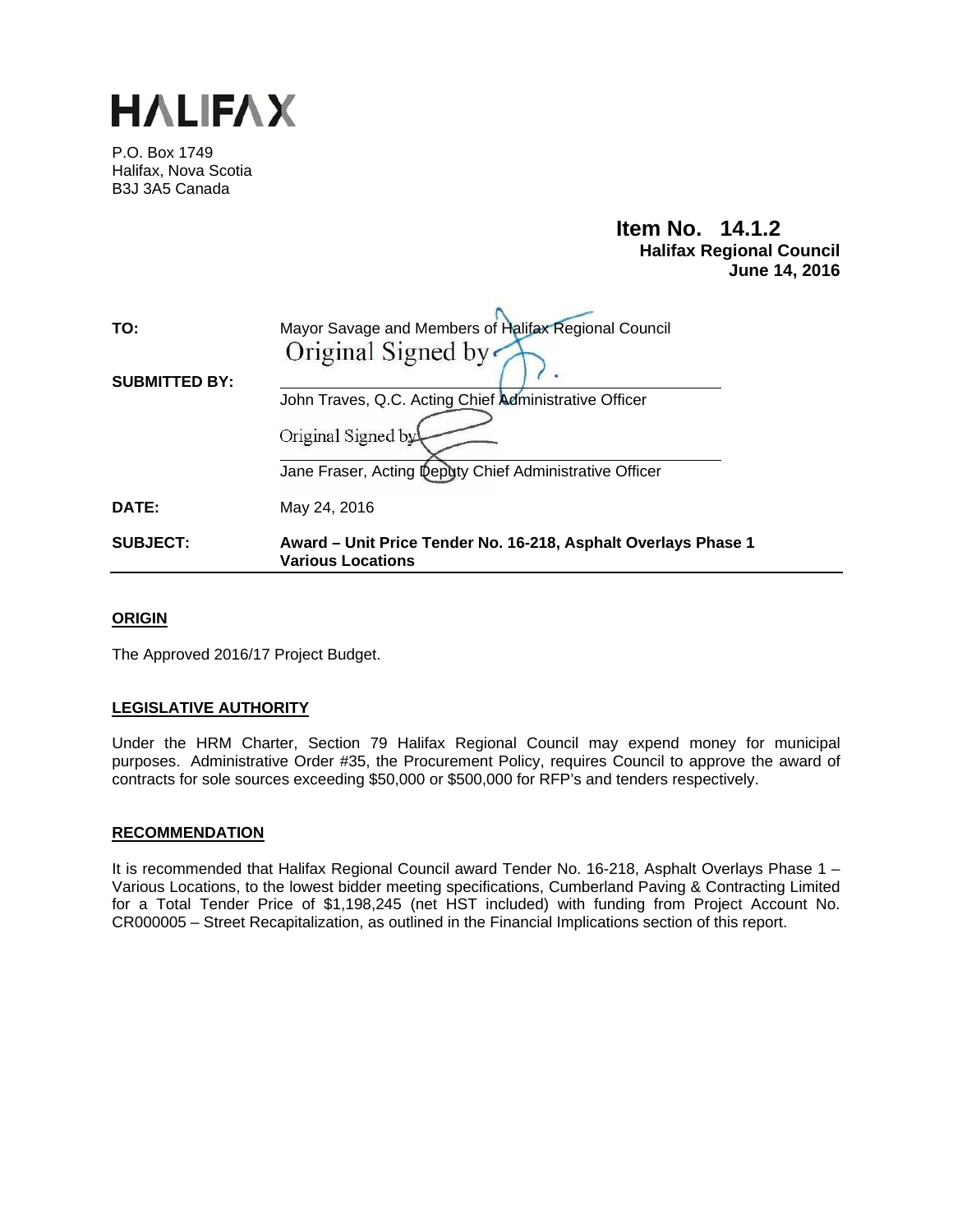# HALIFAX

P.O. Box 1749
Halifax, Nova Scotia
B3J 3A5 Canada

**Item No. 14.1.2**
**Halifax Regional Council**
**June 14, 2016**

| | |
|---|---|
| **TO:** | Mayor Savage and Members of Halifax Regional Council |
| **SUBMITTED BY:** | Original Signed by<br>John Traves, Q.C. Acting Chief Administrative Officer<br>Original Signed by<br>Jane Fraser, Acting Deputy Chief Administrative Officer |
| **DATE:** | May 24, 2016 |
| **SUBJECT:** | **Award – Unit Price Tender No. 16-218, Asphalt Overlays Phase 1 Various Locations** |

## ORIGIN

The Approved 2016/17 Project Budget.

## LEGISLATIVE AUTHORITY

Under the HRM Charter, Section 79 Halifax Regional Council may expend money for municipal purposes. Administrative Order #35, the Procurement Policy, requires Council to approve the award of contracts for sole sources exceeding $50,000 or $500,000 for RFP's and tenders respectively.

## RECOMMENDATION

It is recommended that Halifax Regional Council award Tender No. 16-218, Asphalt Overlays Phase 1 – Various Locations, to the lowest bidder meeting specifications, Cumberland Paving & Contracting Limited for a Total Tender Price of $1,198,245 (net HST included) with funding from Project Account No. CR000005 – Street Recapitalization, as outlined in the Financial Implications section of this report.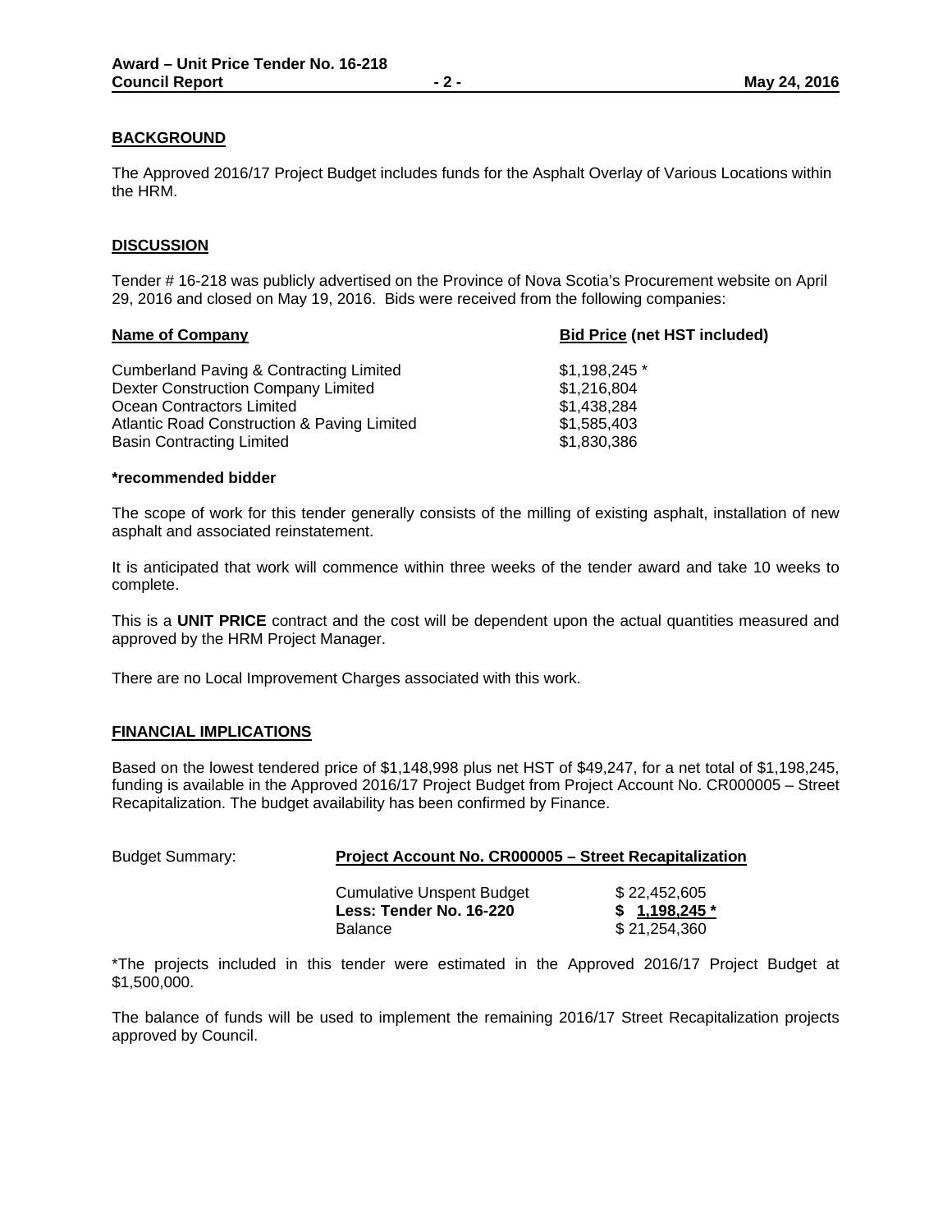## BACKGROUND

The Approved 2016/17 Project Budget includes funds for the Asphalt Overlay of Various Locations within the HRM.

## DISCUSSION

Tender # 16-218 was publicly advertised on the Province of Nova Scotia's Procurement website on April 29, 2016 and closed on May 19, 2016. Bids were received from the following companies:

| Name of Company | Bid Price (net HST included) |
|---|---|
| Cumberland Paving & Contracting Limited | $1,198,245 * |
| Dexter Construction Company Limited | $1,216,804 |
| Ocean Contractors Limited | $1,438,284 |
| Atlantic Road Construction & Paving Limited | $1,585,403 |
| Basin Contracting Limited | $1,830,386 |

**\*recommended bidder**

The scope of work for this tender generally consists of the milling of existing asphalt, installation of new asphalt and associated reinstatement.

It is anticipated that work will commence within three weeks of the tender award and take 10 weeks to complete.

This is a **UNIT PRICE** contract and the cost will be dependent upon the actual quantities measured and approved by the HRM Project Manager.

There are no Local Improvement Charges associated with this work.

## FINANCIAL IMPLICATIONS

Based on the lowest tendered price of $1,148,998 plus net HST of $49,247, for a net total of $1,198,245, funding is available in the Approved 2016/17 Project Budget from Project Account No. CR000005 – Street Recapitalization. The budget availability has been confirmed by Finance.

Budget Summary: **Project Account No. CR000005 – Street Recapitalization**

| | |
|---|---|
| Cumulative Unspent Budget | $ 22,452,605 |
| **Less: Tender No. 16-220** | **$ 1,198,245 *** |
| Balance | $ 21,254,360 |

*The projects included in this tender were estimated in the Approved 2016/17 Project Budget at $1,500,000.

The balance of funds will be used to implement the remaining 2016/17 Street Recapitalization projects approved by Council.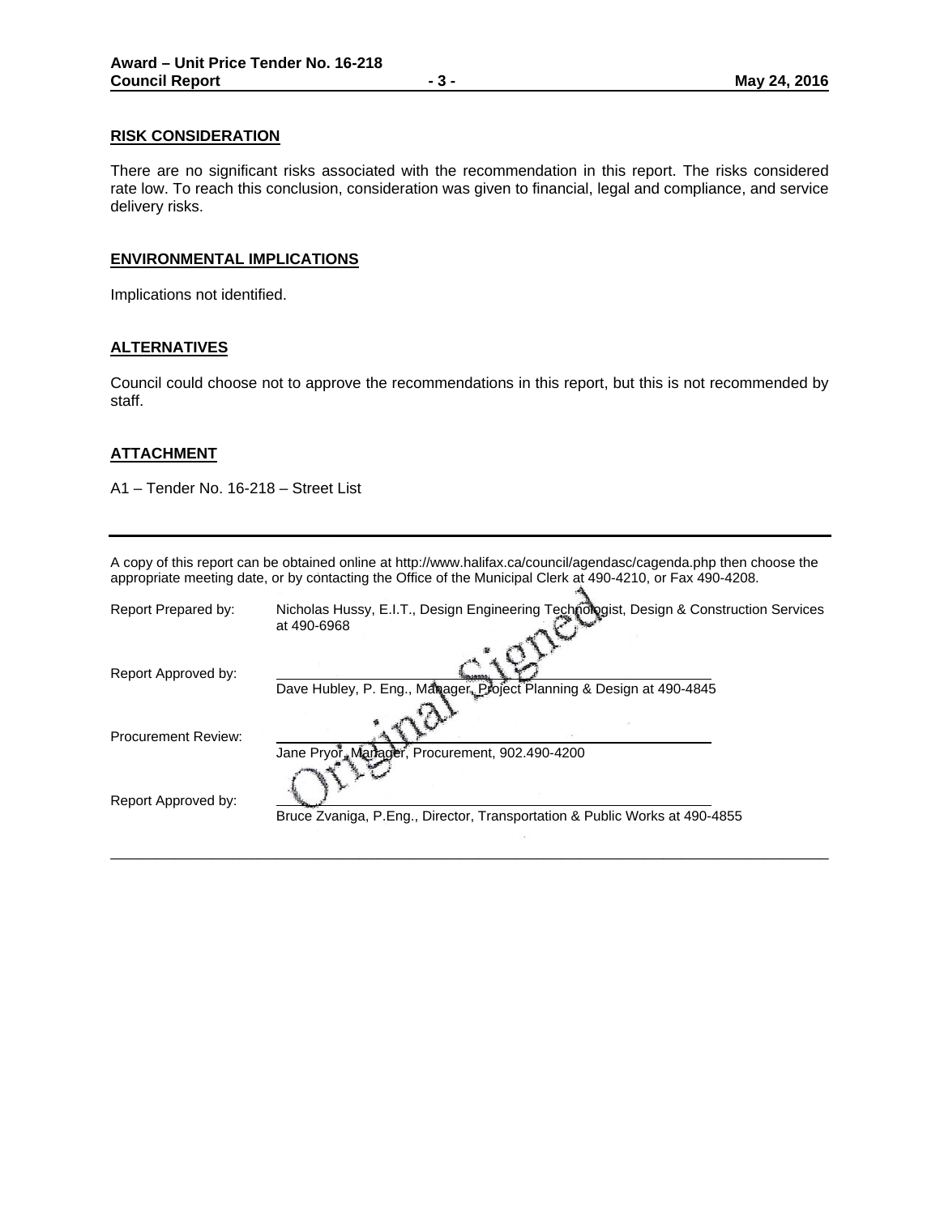## RISK CONSIDERATION

There are no significant risks associated with the recommendation in this report. The risks considered rate low. To reach this conclusion, consideration was given to financial, legal and compliance, and service delivery risks.

## ENVIRONMENTAL IMPLICATIONS

Implications not identified.

## ALTERNATIVES

Council could choose not to approve the recommendations in this report, but this is not recommended by staff.

## ATTACHMENT

A1 – Tender No. 16-218 – Street List

---

A copy of this report can be obtained online at http://www.halifax.ca/council/agendasc/cagenda.php then choose the appropriate meeting date, or by contacting the Office of the Municipal Clerk at 490-4210, or Fax 490-4208.

Original Signed

Report Prepared by: Nicholas Hussy, E.I.T., Design Engineering Technologist, Design & Construction Services at 490-6968

Report Approved by: Dave Hubley, P. Eng., Manager, Project Planning & Design at 490-4845

Procurement Review: Jane Pryor, Manager, Procurement, 902.490-4200

Report Approved by: Bruce Zvaniga, P.Eng., Director, Transportation & Public Works at 490-4855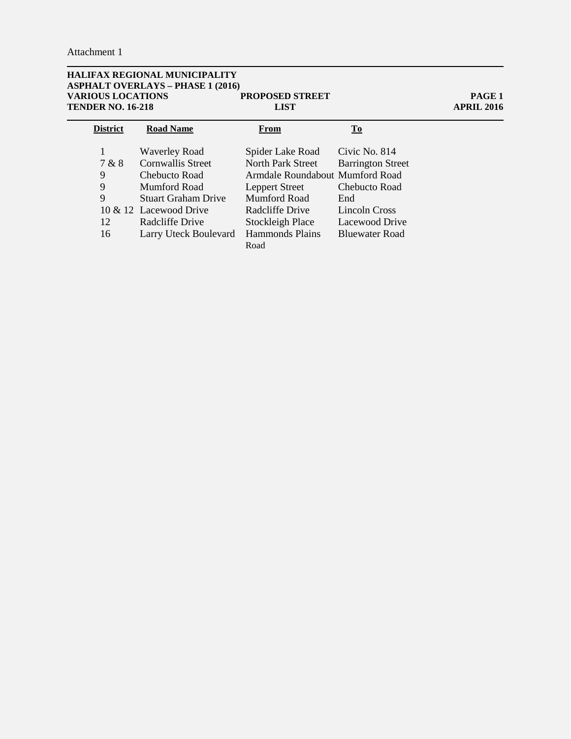Attachment 1

**HALIFAX REGIONAL MUNICIPALITY**
**ASPHALT OVERLAYS – PHASE 1 (2016)**
**VARIOUS LOCATIONS** **PROPOSED STREET LIST**
**TENDER NO. 16-218**

**PAGE 1**
**APRIL 2016**

| District | Road Name | From | To |
|---|---|---|---|
| 1 | Waverley Road | Spider Lake Road | Civic No. 814 |
| 7 & 8 | Cornwallis Street | North Park Street | Barrington Street |
| 9 | Chebucto Road | Armdale Roundabout | Mumford Road |
| 9 | Mumford Road | Leppert Street | Chebucto Road |
| 9 | Stuart Graham Drive | Mumford Road | End |
| 10 & 12 | Lacewood Drive | Radcliffe Drive | Lincoln Cross |
| 12 | Radcliffe Drive | Stockleigh Place | Lacewood Drive |
| 16 | Larry Uteck Boulevard | Hammonds Plains Road | Bluewater Road |